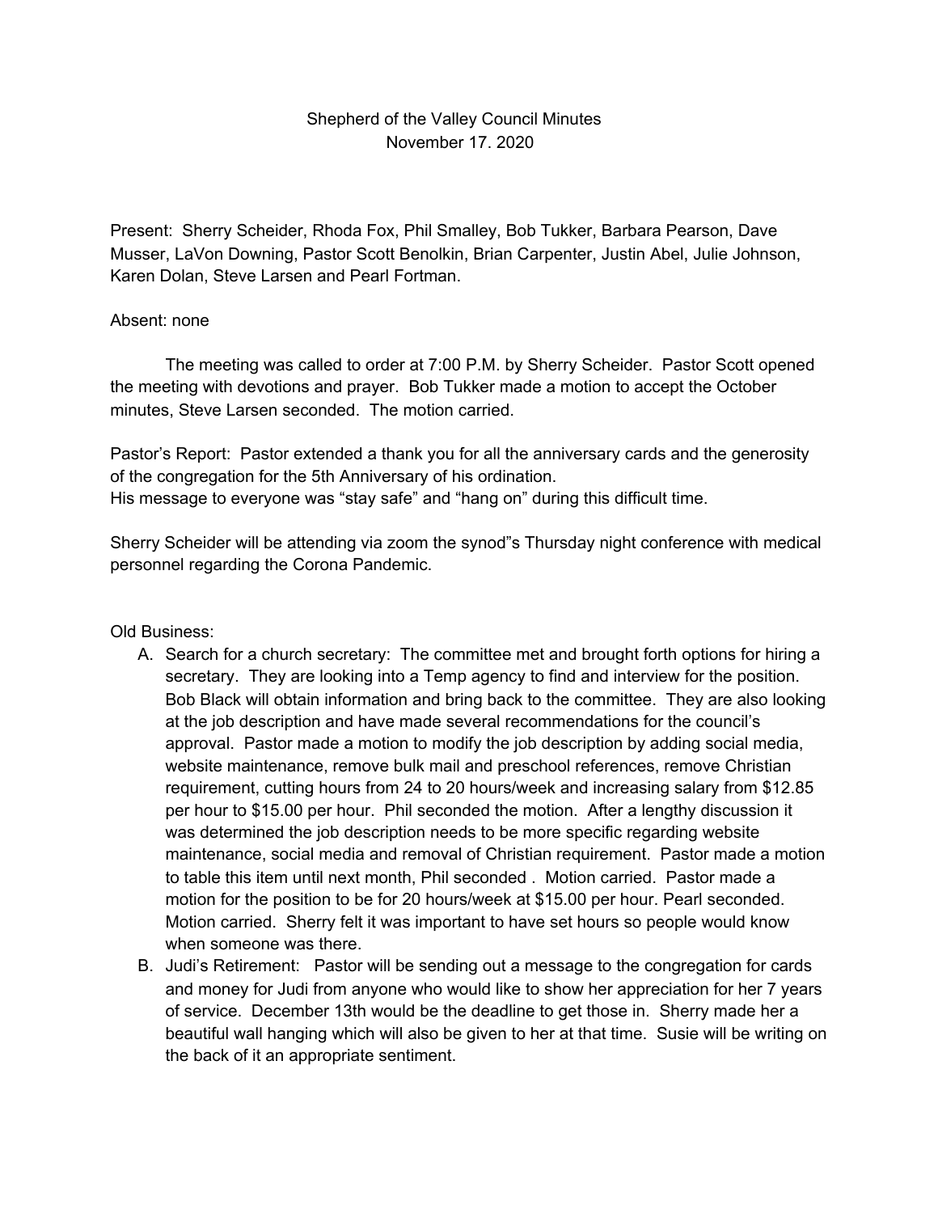Shepherd of the Valley Council Minutes
November 17. 2020

Present: Sherry Scheider, Rhoda Fox, Phil Smalley, Bob Tukker, Barbara Pearson, Dave Musser, LaVon Downing, Pastor Scott Benolkin, Brian Carpenter, Justin Abel, Julie Johnson, Karen Dolan, Steve Larsen and Pearl Fortman.

Absent: none

The meeting was called to order at 7:00 P.M. by Sherry Scheider. Pastor Scott opened the meeting with devotions and prayer. Bob Tukker made a motion to accept the October minutes, Steve Larsen seconded. The motion carried.

Pastor's Report: Pastor extended a thank you for all the anniversary cards and the generosity of the congregation for the 5th Anniversary of his ordination.
His message to everyone was "stay safe" and "hang on" during this difficult time.

Sherry Scheider will be attending via zoom the synod"s Thursday night conference with medical personnel regarding the Corona Pandemic.

Old Business:

A. Search for a church secretary: The committee met and brought forth options for hiring a secretary. They are looking into a Temp agency to find and interview for the position. Bob Black will obtain information and bring back to the committee. They are also looking at the job description and have made several recommendations for the council's approval. Pastor made a motion to modify the job description by adding social media, website maintenance, remove bulk mail and preschool references, remove Christian requirement, cutting hours from 24 to 20 hours/week and increasing salary from $12.85 per hour to $15.00 per hour. Phil seconded the motion. After a lengthy discussion it was determined the job description needs to be more specific regarding website maintenance, social media and removal of Christian requirement. Pastor made a motion to table this item until next month, Phil seconded . Motion carried. Pastor made a motion for the position to be for 20 hours/week at $15.00 per hour. Pearl seconded. Motion carried. Sherry felt it was important to have set hours so people would know when someone was there.
B. Judi's Retirement: Pastor will be sending out a message to the congregation for cards and money for Judi from anyone who would like to show her appreciation for her 7 years of service. December 13th would be the deadline to get those in. Sherry made her a beautiful wall hanging which will also be given to her at that time. Susie will be writing on the back of it an appropriate sentiment.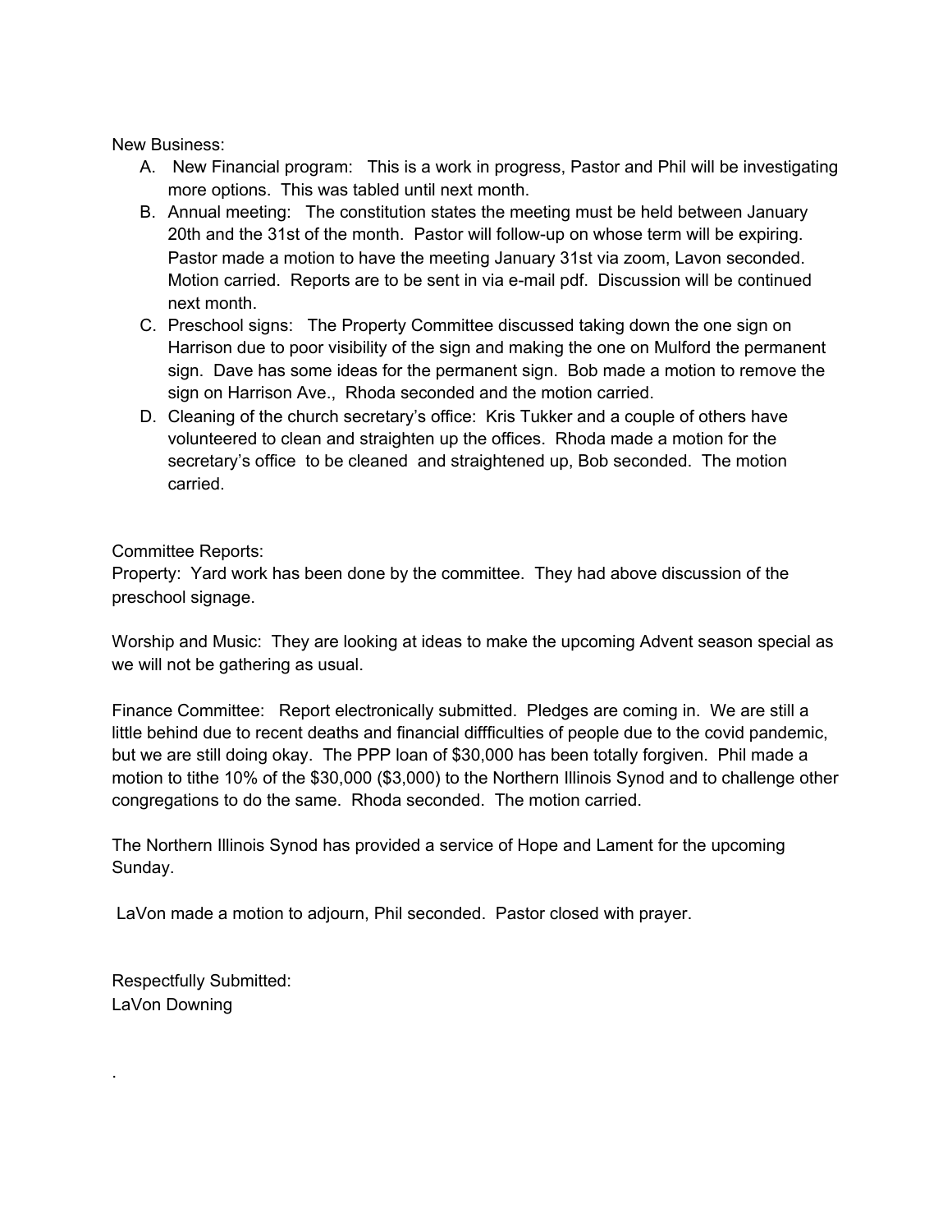New Business:

A. New Financial program: This is a work in progress, Pastor and Phil will be investigating more options. This was tabled until next month.
B. Annual meeting: The constitution states the meeting must be held between January 20th and the 31st of the month. Pastor will follow-up on whose term will be expiring. Pastor made a motion to have the meeting January 31st via zoom, Lavon seconded. Motion carried. Reports are to be sent in via e-mail pdf. Discussion will be continued next month.
C. Preschool signs: The Property Committee discussed taking down the one sign on Harrison due to poor visibility of the sign and making the one on Mulford the permanent sign. Dave has some ideas for the permanent sign. Bob made a motion to remove the sign on Harrison Ave., Rhoda seconded and the motion carried.
D. Cleaning of the church secretary's office: Kris Tukker and a couple of others have volunteered to clean and straighten up the offices. Rhoda made a motion for the secretary's office to be cleaned and straightened up, Bob seconded. The motion carried.

Committee Reports:

Property: Yard work has been done by the committee. They had above discussion of the preschool signage.

Worship and Music: They are looking at ideas to make the upcoming Advent season special as we will not be gathering as usual.

Finance Committee: Report electronically submitted. Pledges are coming in. We are still a little behind due to recent deaths and financial diffficulties of people due to the covid pandemic, but we are still doing okay. The PPP loan of $30,000 has been totally forgiven. Phil made a motion to tithe the 10% of the $30,000 ($3,000) to the Northern Illinois Synod and to challenge other congregations to do the same. Rhoda seconded. The motion carried.

The Northern Illinois Synod has provided a service of Hope and Lament for the upcoming Sunday.

LaVon made a motion to adjourn, Phil seconded. Pastor closed with prayer.

Respectfully Submitted:
LaVon Downing

.